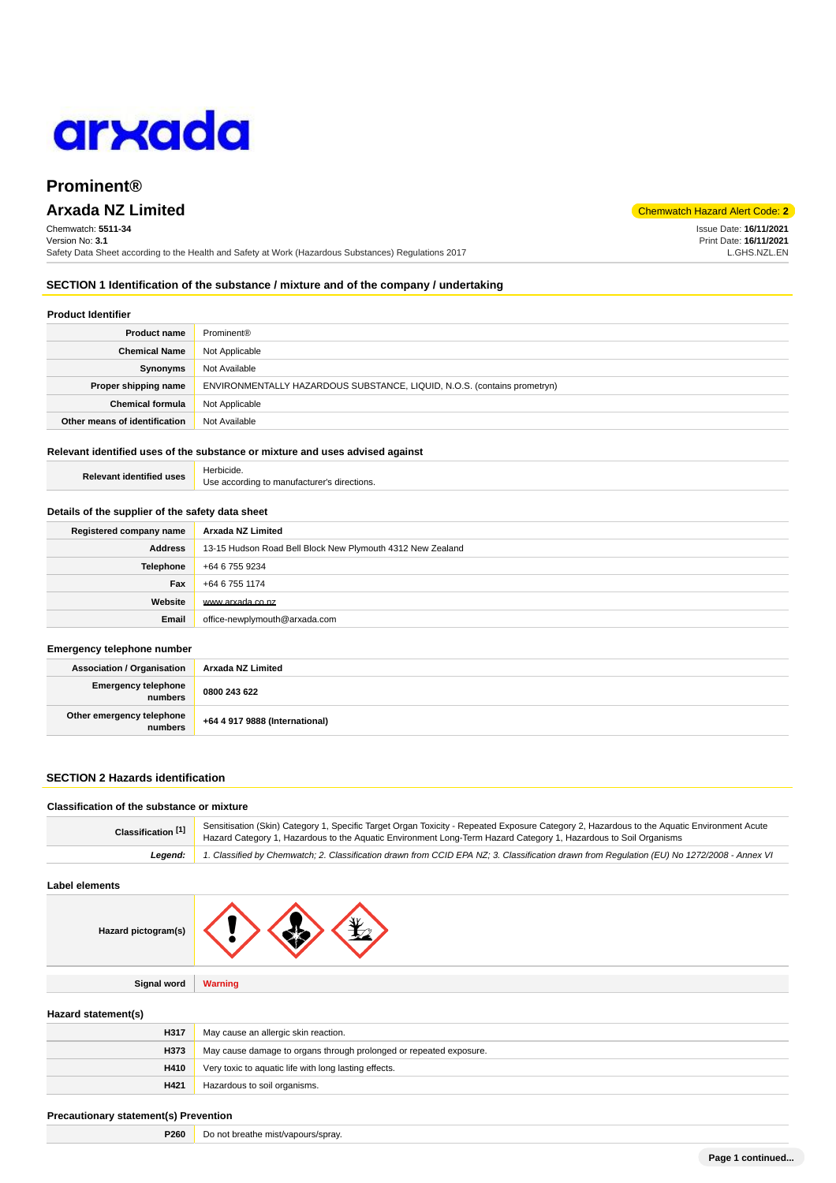# Prominent®

## Arxada NZ Limited

Chemwatch Hazard Alert Code: **2**

Chemwatch: **5511-34**
Version No: **3.1**
Safety Data Sheet according to the Health and Safety at Work (Hazardous Substances) Regulations 2017

Issue Date: **16/11/2021**
Print Date: **16/11/2021**
L.GHS.NZL.EN

## SECTION 1 Identification of the substance / mixture and of the company / undertaking

### Product Identifier

| | |
|---|---|
| **Product name** | Prominent® |
| **Chemical Name** | Not Applicable |
| **Synonyms** | Not Available |
| **Proper shipping name** | ENVIRONMENTALLY HAZARDOUS SUBSTANCE, LIQUID, N.O.S. (contains prometryn) |
| **Chemical formula** | Not Applicable |
| **Other means of identification** | Not Available |

### Relevant identified uses of the substance or mixture and uses advised against

| | |
|---|---|
| **Relevant identified uses** | Herbicide.<br>Use according to manufacturer's directions. |

### Details of the supplier of the safety data sheet

| | |
|---|---|
| **Registered company name** | **Arxada NZ Limited** |
| **Address** | 13-15 Hudson Road Bell Block New Plymouth 4312 New Zealand |
| **Telephone** | +64 6 755 9234 |
| **Fax** | +64 6 755 1174 |
| **Website** | www.arxada.co.nz |
| **Email** | office-newplymouth@arxada.com |

### Emergency telephone number

| | |
|---|---|
| **Association / Organisation** | **Arxada NZ Limited** |
| **Emergency telephone numbers** | **0800 243 622** |
| **Other emergency telephone numbers** | **+64 4 917 9888 (International)** |

## SECTION 2 Hazards identification

### Classification of the substance or mixture

| | |
|---|---|
| **Classification [1]** | Sensitisation (Skin) Category 1, Specific Target Organ Toxicity - Repeated Exposure Category 2, Hazardous to the Aquatic Environment Acute Hazard Category 1, Hazardous to the Aquatic Environment Long-Term Hazard Category 1, Hazardous to Soil Organisms |
| ***Legend:*** | *1. Classified by Chemwatch; 2. Classification drawn from CCID EPA NZ; 3. Classification drawn from Regulation (EU) No 1272/2008 - Annex VI* |

### Label elements

| | |
|---|---|
| **Hazard pictogram(s)** | |
| **Signal word** | **Warning** |

### Hazard statement(s)

| | |
|---|---|
| **H317** | May cause an allergic skin reaction. |
| **H373** | May cause damage to organs through prolonged or repeated exposure. |
| **H410** | Very toxic to aquatic life with long lasting effects. |
| **H421** | Hazardous to soil organisms. |

### Precautionary statement(s) Prevention

| | |
|---|---|
| **P260** | Do not breathe mist/vapours/spray. |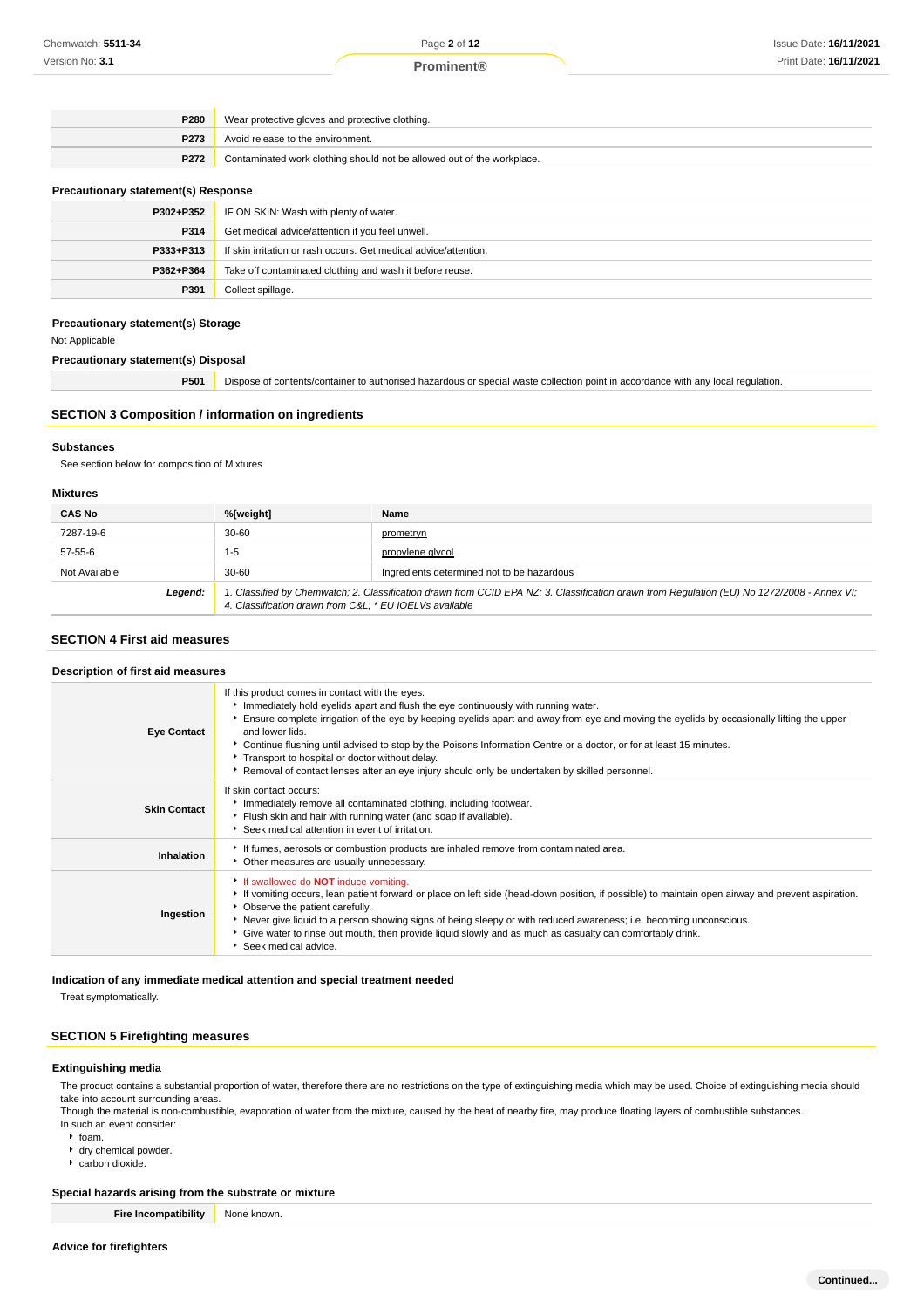| | |
|---|---|
| **P280** | Wear protective gloves and protective clothing. |
| **P273** | Avoid release to the environment. |
| **P272** | Contaminated work clothing should not be allowed out of the workplace. |

### Precautionary statement(s) Response

| | |
|---|---|
| **P302+P352** | IF ON SKIN: Wash with plenty of water. |
| **P314** | Get medical advice/attention if you feel unwell. |
| **P333+P313** | If skin irritation or rash occurs: Get medical advice/attention. |
| **P362+P364** | Take off contaminated clothing and wash it before reuse. |
| **P391** | Collect spillage. |

### Precautionary statement(s) Storage

Not Applicable

### Precautionary statement(s) Disposal

| | |
|---|---|
| **P501** | Dispose of contents/container to authorised hazardous or special waste collection point in accordance with any local regulation. |

## SECTION 3 Composition / information on ingredients

### Substances

See section below for composition of Mixtures

### Mixtures

| CAS No | %[weight] | Name |
|---|---|---|
| 7287-19-6 | 30-60 | prometryn |
| 57-55-6 | 1-5 | propylene glycol |
| Not Available | 30-60 | Ingredients determined not to be hazardous |
| ***Legend:*** | *1. Classified by Chemwatch; 2. Classification drawn from CCID EPA NZ; 3. Classification drawn from Regulation (EU) No 1272/2008 - Annex VI; 4. Classification drawn from C&L; * EU IOELVs available* | |

## SECTION 4 First aid measures

### Description of first aid measures

| | |
|---|---|
| **Eye Contact** | If this product comes in contact with the eyes:<br>▸ Immediately hold eyelids apart and flush the eye continuously with running water.<br>▸ Ensure complete irrigation of the eye by keeping eyelids apart and away from eye and moving the eyelids by occasionally lifting the upper and lower lids.<br>▸ Continue flushing until advised to stop by the Poisons Information Centre or a doctor, or for at least 15 minutes.<br>▸ Transport to hospital or doctor without delay.<br>▸ Removal of contact lenses after an eye injury should only be undertaken by skilled personnel. |
| **Skin Contact** | If skin contact occurs:<br>▸ Immediately remove all contaminated clothing, including footwear.<br>▸ Flush skin and hair with running water (and soap if available).<br>▸ Seek medical attention in event of irritation. |
| **Inhalation** | ▸ If fumes, aerosols or combustion products are inhaled remove from contaminated area.<br>▸ Other measures are usually unnecessary. |
| **Ingestion** | ▸ If swallowed do **NOT** induce vomiting.<br>▸ If vomiting occurs, lean patient forward or place on left side (head-down position, if possible) to maintain open airway and prevent aspiration.<br>▸ Observe the patient carefully.<br>▸ Never give liquid to a person showing signs of being sleepy or with reduced awareness; i.e. becoming unconscious.<br>▸ Give water to rinse out mouth, then provide liquid slowly and as much as casualty can comfortably drink.<br>▸ Seek medical advice. |

### Indication of any immediate medical attention and special treatment needed

Treat symptomatically.

## SECTION 5 Firefighting measures

### Extinguishing media

The product contains a substantial proportion of water, therefore there are no restrictions on the type of extinguishing media which may be used. Choice of extinguishing media should take into account surrounding areas.
Though the material is non-combustible, evaporation of water from the mixture, caused by the heat of nearby fire, may produce floating layers of combustible substances.
In such an event consider:

- foam.
- dry chemical powder.
- carbon dioxide.

### Special hazards arising from the substrate or mixture

| | |
|---|---|
| **Fire Incompatibility** | None known. |

### Advice for firefighters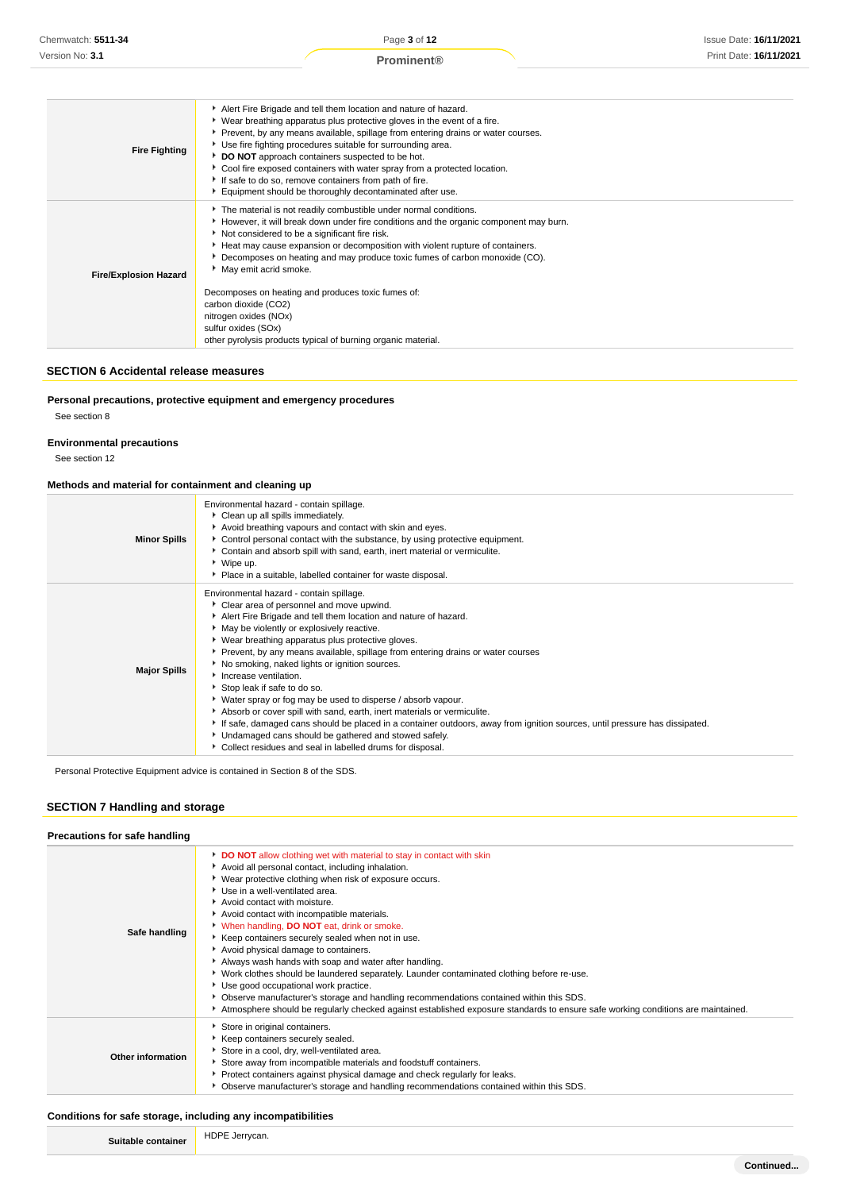| | |
|---|---|
| **Fire Fighting** | ▸ Alert Fire Brigade and tell them location and nature of hazard.<br>▸ Wear breathing apparatus plus protective gloves in the event of a fire.<br>▸ Prevent, by any means available, spillage from entering drains or water courses.<br>▸ Use fire fighting procedures suitable for surrounding area.<br>▸ **DO NOT** approach containers suspected to be hot.<br>▸ Cool fire exposed containers with water spray from a protected location.<br>▸ If safe to do so, remove containers from path of fire.<br>▸ Equipment should be thoroughly decontaminated after use. |
| **Fire/Explosion Hazard** | ▸ The material is not readily combustible under normal conditions.<br>▸ However, it will break down under fire conditions and the organic component may burn.<br>▸ Not considered to be a significant fire risk.<br>▸ Heat may cause expansion or decomposition with violent rupture of containers.<br>▸ Decomposes on heating and may produce toxic fumes of carbon monoxide (CO).<br>▸ May emit acrid smoke.<br><br>Decomposes on heating and produces toxic fumes of:<br>carbon dioxide ($CO_2$)<br>nitrogen oxides ($NO_x$)<br>sulfur oxides ($SO_x$)<br>other pyrolysis products typical of burning organic material. |

## SECTION 6 Accidental release measures

### Personal precautions, protective equipment and emergency procedures

See section 8

### Environmental precautions

See section 12

### Methods and material for containment and cleaning up

| | |
|---|---|
| **Minor Spills** | Environmental hazard - contain spillage.<br>▸ Clean up all spills immediately.<br>▸ Avoid breathing vapours and contact with skin and eyes.<br>▸ Control personal contact with the substance, by using protective equipment.<br>▸ Contain and absorb spill with sand, earth, inert material or vermiculite.<br>▸ Wipe up.<br>▸ Place in a suitable, labelled container for waste disposal. |
| **Major Spills** | Environmental hazard - contain spillage.<br>▸ Clear area of personnel and move upwind.<br>▸ Alert Fire Brigade and tell them location and nature of hazard.<br>▸ May be violently or explosively reactive.<br>▸ Wear breathing apparatus plus protective gloves.<br>▸ Prevent, by any means available, spillage from entering drains or water courses<br>▸ No smoking, naked lights or ignition sources.<br>▸ Increase ventilation.<br>▸ Stop leak if safe to do so.<br>▸ Water spray or fog may be used to disperse / absorb vapour.<br>▸ Absorb or cover spill with sand, earth, inert materials or vermiculite.<br>▸ If safe, damaged cans should be placed in a container outdoors, away from ignition sources, until pressure has dissipated.<br>▸ Undamaged cans should be gathered and stowed safely.<br>▸ Collect residues and seal in labelled drums for disposal. |

Personal Protective Equipment advice is contained in Section 8 of the SDS.

## SECTION 7 Handling and storage

### Precautions for safe handling

| | |
|---|---|
| **Safe handling** | ▸ **DO NOT** allow clothing wet with material to stay in contact with skin<br>▸ Avoid all personal contact, including inhalation.<br>▸ Wear protective clothing when risk of exposure occurs.<br>▸ Use in a well-ventilated area.<br>▸ Avoid contact with moisture.<br>▸ Avoid contact with incompatible materials.<br>▸ When handling, **DO NOT** eat, drink or smoke.<br>▸ Keep containers securely sealed when not in use.<br>▸ Avoid physical damage to containers.<br>▸ Always wash hands with soap and water after handling.<br>▸ Work clothes should be laundered separately. Launder contaminated clothing before re-use.<br>▸ Use good occupational work practice.<br>▸ Observe manufacturer's storage and handling recommendations contained within this SDS.<br>▸ Atmosphere should be regularly checked against established exposure standards to ensure safe working conditions are maintained. |
| **Other information** | ▸ Store in original containers.<br>▸ Keep containers securely sealed.<br>▸ Store in a cool, dry, well-ventilated area.<br>▸ Store away from incompatible materials and foodstuff containers.<br>▸ Protect containers against physical damage and check regularly for leaks.<br>▸ Observe manufacturer's storage and handling recommendations contained within this SDS. |

### Conditions for safe storage, including any incompatibilities

| | |
|---|---|
| **Suitable container** | HDPE Jerrycan. |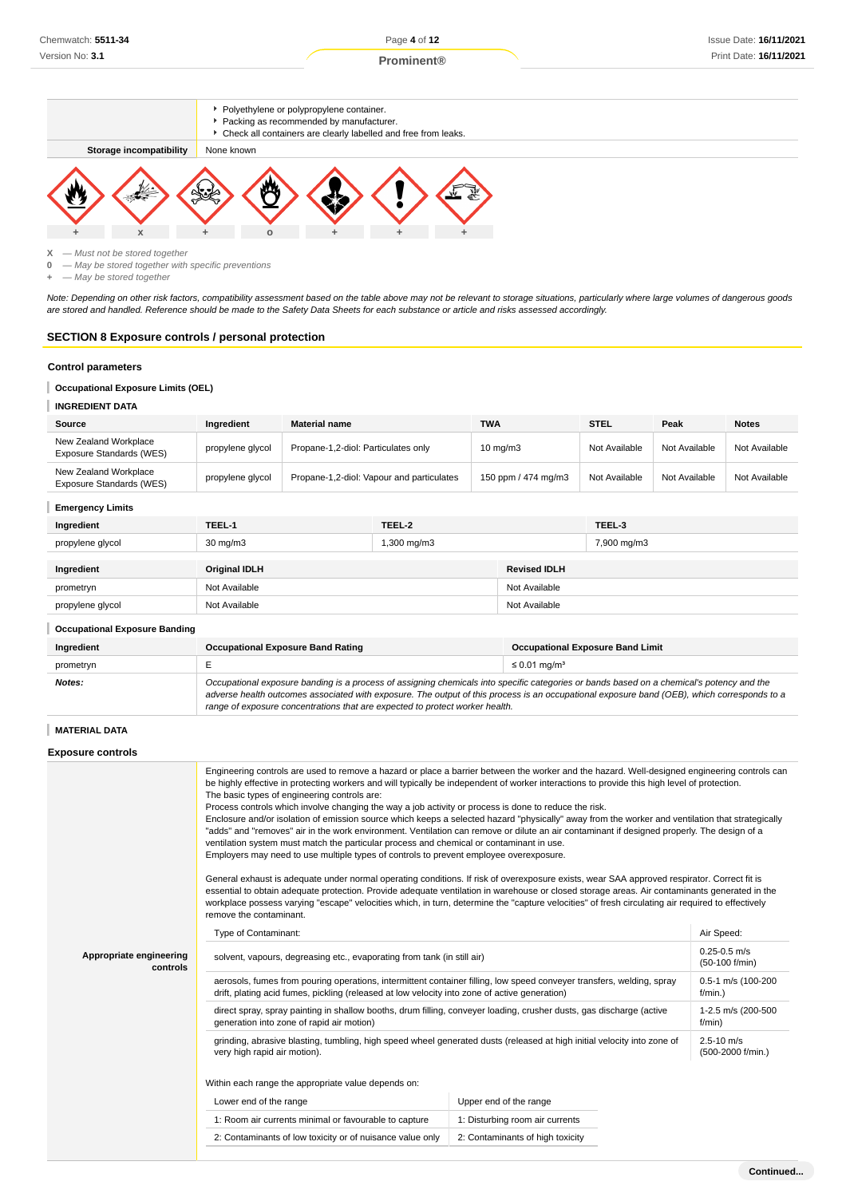|  |  |
|---|---|
|  | - Polyethylene or polypropylene container.<br>- Packing as recommended by manufacturer.<br>- Check all containers are clearly labelled and free from leaks. |
| **Storage incompatibility** | None known |

| + | x | + | o | + | + | + |
|---|---|---|---|---|---|---|

X — *Must not be stored together*
0 — *May be stored together with specific preventions*
\+ — *May be stored together*

*Note: Depending on other risk factors, compatibility assessment based on the table above may not be relevant to storage situations, particularly where large volumes of dangerous goods are stored and handled. Reference should be made to the Safety Data Sheets for each substance or article and risks assessed accordingly.*

## SECTION 8 Exposure controls / personal protection

### Control parameters

**Occupational Exposure Limits (OEL)**

**INGREDIENT DATA**

| Source | Ingredient | Material name | TWA | STEL | Peak | Notes |
|---|---|---|---|---|---|---|
| New Zealand Workplace Exposure Standards (WES) | propylene glycol | Propane-1,2-diol: Particulates only | 10 mg/m3 | Not Available | Not Available | Not Available |
| New Zealand Workplace Exposure Standards (WES) | propylene glycol | Propane-1,2-diol: Vapour and particulates | 150 ppm / 474 mg/m3 | Not Available | Not Available | Not Available |

**Emergency Limits**

| Ingredient | TEEL-1 | TEEL-2 | TEEL-3 |
|---|---|---|---|
| propylene glycol | 30 mg/m3 | 1,300 mg/m3 | 7,900 mg/m3 |

| Ingredient | Original IDLH | Revised IDLH |
|---|---|---|
| prometryn | Not Available | Not Available |
| propylene glycol | Not Available | Not Available |

**Occupational Exposure Banding**

| Ingredient | Occupational Exposure Band Rating | Occupational Exposure Band Limit |
|---|---|---|
| prometryn | E | ≤ 0.01 mg/m³ |
| ***Notes:*** | *Occupational exposure banding is a process of assigning chemicals into specific categories or bands based on a chemical's potency and the adverse health outcomes associated with exposure. The output of this process is an occupational exposure band (OEB), which corresponds to a range of exposure concentrations that are expected to protect worker health.* | |

**MATERIAL DATA**

### Exposure controls

**Appropriate engineering controls**

Engineering controls are used to remove a hazard or place a barrier between the worker and the hazard. Well-designed engineering controls can be highly effective in protecting workers and will typically be independent of worker interactions to provide this high level of protection.
The basic types of engineering controls are:
Process controls which involve changing the way a job activity or process is done to reduce the risk.
Enclosure and/or isolation of emission source which keeps a selected hazard "physically" away from the worker and ventilation that strategically "adds" and "removes" air in the work environment. Ventilation can remove or dilute an air contaminant if designed properly. The design of a ventilation system must match the particular process and chemical or contaminant in use.
Employers may need to use multiple types of controls to prevent employee overexposure.

General exhaust is adequate under normal operating conditions. If risk of overexposure exists, wear SAA approved respirator. Correct fit is essential to obtain adequate protection. Provide adequate ventilation in warehouse or closed storage areas. Air contaminants generated in the workplace possess varying "escape" velocities which, in turn, determine the "capture velocities" of fresh circulating air required to effectively remove the contaminant.

| Type of Contaminant: | Air Speed: |
|---|---|
| solvent, vapours, degreasing etc., evaporating from tank (in still air) | 0.25-0.5 m/s (50-100 f/min) |
| aerosols, fumes from pouring operations, intermittent container filling, low speed conveyer transfers, welding, spray drift, plating acid fumes, pickling (released at low velocity into zone of active generation) | 0.5-1 m/s (100-200 f/min.) |
| direct spray, spray painting in shallow booths, drum filling, conveyer loading, crusher dusts, gas discharge (active generation into zone of rapid air motion) | 1-2.5 m/s (200-500 f/min) |
| grinding, abrasive blasting, tumbling, high speed wheel generated dusts (released at high initial velocity into zone of very high rapid air motion). | 2.5-10 m/s (500-2000 f/min.) |

Within each range the appropriate value depends on:

| Lower end of the range | Upper end of the range |
|---|---|
| 1: Room air currents minimal or favourable to capture | 1: Disturbing room air currents |
| 2: Contaminants of low toxicity or of nuisance value only | 2: Contaminants of high toxicity |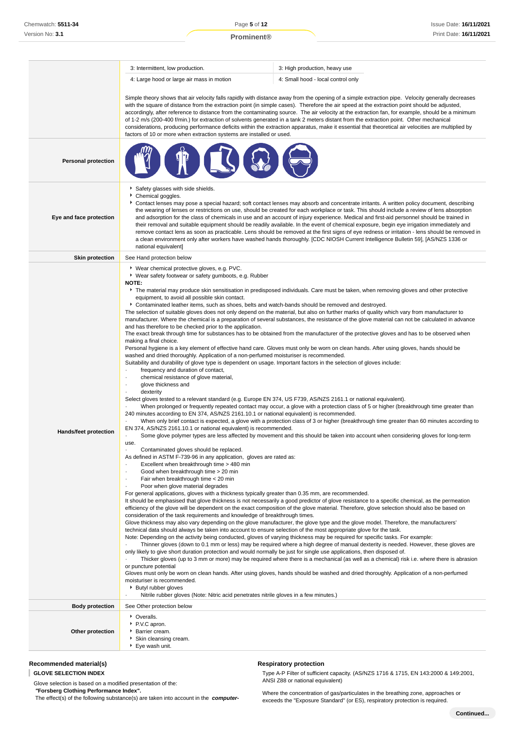| | | |
|---|---|---|
| | 3: Intermittent, low production. | 3: High production, heavy use |
| | 4: Large hood or large air mass in motion | 4: Small hood - local control only |
| | Simple theory shows that air velocity falls rapidly with distance away from the opening of a simple extraction pipe. Velocity generally decreases with the square of distance from the extraction point (in simple cases). Therefore the air speed at the extraction point should be adjusted, accordingly, after reference to distance from the contaminating source. The air velocity at the extraction fan, for example, should be a minimum of 1-2 m/s (200-400 f/min.) for extraction of solvents generated in a tank 2 meters distant from the extraction point. Other mechanical considerations, producing performance deficits within the extraction apparatus, make it essential that theoretical air velocities are multiplied by factors of 10 or more when extraction systems are installed or used. | |

| | |
|---|---|
| **Personal protection** | |
| **Eye and face protection** | ▸ Safety glasses with side shields.<br>▸ Chemical goggles.<br>▸ Contact lenses may pose a special hazard; soft contact lenses may absorb and concentrate irritants. A written policy document, describing the wearing of lenses or restrictions on use, should be created for each workplace or task. This should include a review of lens absorption and adsorption for the class of chemicals in use and an account of injury experience. Medical and first-aid personnel should be trained in their removal and suitable equipment should be readily available. In the event of chemical exposure, begin eye irrigation immediately and remove contact lens as soon as practicable. Lens should be removed at the first signs of eye redness or irritation - lens should be removed in a clean environment only after workers have washed hands thoroughly. [CDC NIOSH Current Intelligence Bulletin 59], [AS/NZS 1336 or national equivalent] |
| **Skin protection** | See Hand protection below |
| **Hands/feet protection** | ▸ Wear chemical protective gloves, e.g. PVC.<br>▸ Wear safety footwear or safety gumboots, e.g. Rubber<br>**NOTE:**<br>▸ The material may produce skin sensitisation in predisposed individuals. Care must be taken, when removing gloves and other protective equipment, to avoid all possible skin contact.<br>▸ Contaminated leather items, such as shoes, belts and watch-bands should be removed and destroyed.<br>The selection of suitable gloves does not only depend on the material, but also on further marks of quality which vary from manufacturer to manufacturer. Where the chemical is a preparation of several substances, the resistance of the glove material can not be calculated in advance and has therefore to be checked prior to the application.<br>The exact break through time for substances has to be obtained from the manufacturer of the protective gloves and has to be observed when making a final choice.<br>Personal hygiene is a key element of effective hand care. Gloves must only be worn on clean hands. After using gloves, hands should be washed and dried thoroughly. Application of a non-perfumed moisturiser is recommended.<br>Suitability and durability of glove type is dependent on usage. Important factors in the selection of gloves include:<br>· frequency and duration of contact,<br>· chemical resistance of glove material,<br>· glove thickness and<br>· dexterity<br>Select gloves tested to a relevant standard (e.g. Europe EN 374, US F739, AS/NZS 2161.1 or national equivalent).<br>· When prolonged or frequently repeated contact may occur, a glove with a protection class of 5 or higher (breakthrough time greater than 240 minutes according to EN 374, AS/NZS 2161.10.1 or national equivalent) is recommended.<br>· When only brief contact is expected, a glove with a protection class of 3 or higher (breakthrough time greater than 60 minutes according to EN 374, AS/NZS 2161.10.1 or national equivalent) is recommended.<br>· Some glove polymer types are less affected by movement and this should be taken into account when considering gloves for long-term use.<br>· Contaminated gloves should be replaced.<br>As defined in ASTM F-739-96 in any application, gloves are rated as:<br>· Excellent when breakthrough time > 480 min<br>· Good when breakthrough time > 20 min<br>· Fair when breakthrough time < 20 min<br>· Poor when glove material degrades<br>For general applications, gloves with a thickness typically greater than 0.35 mm, are recommended.<br>It should be emphasised that glove thickness is not necessarily a good predictor of glove resistance to a specific chemical, as the permeation efficiency of the glove will be dependent on the exact composition of the glove material. Therefore, glove selection should also be based on consideration of the task requirements and knowledge of breakthrough times.<br>Glove thickness may also vary depending on the glove manufacturer, the glove type and the glove model. Therefore, the manufacturers' technical data should always be taken into account to ensure selection of the most appropriate glove for the task.<br>Note: Depending on the activity being conducted, gloves of varying thickness may be required for specific tasks. For example:<br>· Thinner gloves (down to 0.1 mm or less) may be required where a high degree of manual dexterity is needed. However, these gloves are only likely to give short duration protection and would normally be just for single use applications, then disposed of.<br>· Thicker gloves (up to 3 mm or more) may be required where there is a mechanical (as well as a chemical) risk i.e. where there is abrasion or puncture potential<br>Gloves must only be worn on clean hands. After using gloves, hands should be washed and dried thoroughly. Application of a non-perfumed moisturiser is recommended.<br>▸ Butyl rubber gloves<br>· Nitrile rubber gloves (Note: Nitric acid penetrates nitrile gloves in a few minutes.) |
| **Body protection** | See Other protection below |
| **Other protection** | ▸ Overalls.<br>▸ P.V.C apron.<br>▸ Barrier cream.<br>▸ Skin cleansing cream.<br>▸ Eye wash unit. |

### Recommended material(s)

**GLOVE SELECTION INDEX**

Glove selection is based on a modified presentation of the:
***"Forsberg Clothing Performance Index".***
The effect(s) of the following substance(s) are taken into account in the ***computer-***

### Respiratory protection

Type A-P Filter of sufficient capacity. (AS/NZS 1716 & 1715, EN 143:2000 & 149:2001, ANSI Z88 or national equivalent)

Where the concentration of gas/particulates in the breathing zone, approaches or exceeds the "Exposure Standard" (or ES), respiratory protection is required.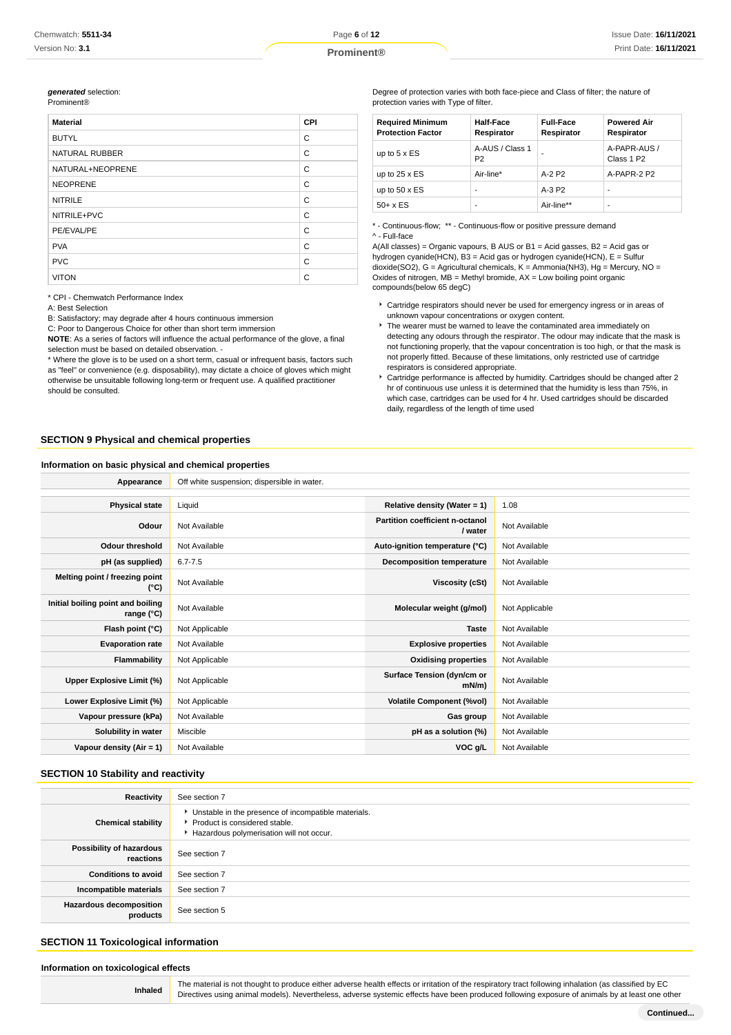***generated*** selection:
Prominent®

| Material | CPI |
|---|---|
| BUTYL | C |
| NATURAL RUBBER | C |
| NATURAL+NEOPRENE | C |
| NEOPRENE | C |
| NITRILE | C |
| NITRILE+PVC | C |
| PE/EVAL/PE | C |
| PVA | C |
| PVC | C |
| VITON | C |

* CPI - Chemwatch Performance Index
A: Best Selection
B: Satisfactory; may degrade after 4 hours continuous immersion
C: Poor to Dangerous Choice for other than short term immersion
**NOTE**: As a series of factors will influence the actual performance of the glove, a final selection must be based on detailed observation. -
* Where the glove is to be used on a short term, casual or infrequent basis, factors such as "feel" or convenience (e.g. disposability), may dictate a choice of gloves which might otherwise be unsuitable following long-term or frequent use. A qualified practitioner should be consulted.

Degree of protection varies with both face-piece and Class of filter; the nature of protection varies with Type of filter.

| Required Minimum Protection Factor | Half-Face Respirator | Full-Face Respirator | Powered Air Respirator |
|---|---|---|---|
| up to 5 x ES | A-AUS / Class 1 P2 | - | A-PAPR-AUS / Class 1 P2 |
| up to 25 x ES | Air-line* | A-2 P2 | A-PAPR-2 P2 |
| up to 50 x ES | - | A-3 P2 | - |
| 50+ x ES | - | Air-line** | - |

* - Continuous-flow; ** - Continuous-flow or positive pressure demand
^ - Full-face
A(All classes) = Organic vapours, B AUS or B1 = Acid gasses, B2 = Acid gas or hydrogen cyanide(HCN), B3 = Acid gas or hydrogen cyanide(HCN), E = Sulfur dioxide(SO2), G = Agricultural chemicals, K = Ammonia(NH3), Hg = Mercury, NO = Oxides of nitrogen, MB = Methyl bromide, AX = Low boiling point organic compounds(below 65 degC)

- Cartridge respirators should never be used for emergency ingress or in areas of unknown vapour concentrations or oxygen content.
- The wearer must be warned to leave the contaminated area immediately on detecting any odours through the respirator. The odour may indicate that the mask is not functioning properly, that the vapour concentration is too high, or that the mask is not properly fitted. Because of these limitations, only restricted use of cartridge respirators is considered appropriate.
- Cartridge performance is affected by humidity. Cartridges should be changed after 2 hr of continuous use unless it is determined that the humidity is less than 75%, in which case, cartridges can be used for 4 hr. Used cartridges should be discarded daily, regardless of the length of time used

## SECTION 9 Physical and chemical properties

### Information on basic physical and chemical properties

| Appearance | Off white suspension; dispersible in water. | | |
|---|---|---|---|
| **Physical state** | Liquid | **Relative density (Water = 1)** | 1.08 |
| **Odour** | Not Available | **Partition coefficient n-octanol / water** | Not Available |
| **Odour threshold** | Not Available | **Auto-ignition temperature (°C)** | Not Available |
| **pH (as supplied)** | 6.7-7.5 | **Decomposition temperature** | Not Available |
| **Melting point / freezing point (°C)** | Not Available | **Viscosity (cSt)** | Not Available |
| **Initial boiling point and boiling range (°C)** | Not Available | **Molecular weight (g/mol)** | Not Applicable |
| **Flash point (°C)** | Not Applicable | **Taste** | Not Available |
| **Evaporation rate** | Not Available | **Explosive properties** | Not Available |
| **Flammability** | Not Applicable | **Oxidising properties** | Not Available |
| **Upper Explosive Limit (%)** | Not Applicable | **Surface Tension (dyn/cm or mN/m)** | Not Available |
| **Lower Explosive Limit (%)** | Not Applicable | **Volatile Component (%vol)** | Not Available |
| **Vapour pressure (kPa)** | Not Available | **Gas group** | Not Available |
| **Solubility in water** | Miscible | **pH as a solution (%)** | Not Available |
| **Vapour density (Air = 1)** | Not Available | **VOC g/L** | Not Available |

## SECTION 10 Stability and reactivity

| Reactivity | See section 7 |
|---|---|
| **Chemical stability** | Unstable in the presence of incompatible materials.<br>Product is considered stable.<br>Hazardous polymerisation will not occur. |
| **Possibility of hazardous reactions** | See section 7 |
| **Conditions to avoid** | See section 7 |
| **Incompatible materials** | See section 7 |
| **Hazardous decomposition products** | See section 5 |

## SECTION 11 Toxicological information

### Information on toxicological effects

| Inhaled | The material is not thought to produce either adverse health effects or irritation of the respiratory tract following inhalation (as classified by EC Directives using animal models). Nevertheless, adverse systemic effects have been produced following exposure of animals by at least one other |
|---|---|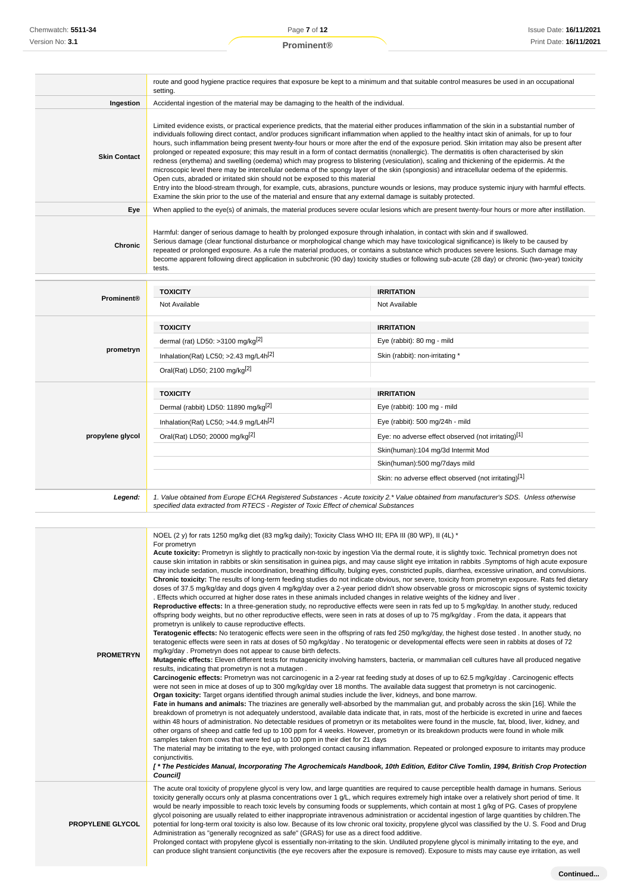| | |
|---|---|
| | route and good hygiene practice requires that exposure be kept to a minimum and that suitable control measures be used in an occupational setting. |
| **Ingestion** | Accidental ingestion of the material may be damaging to the health of the individual. |
| **Skin Contact** | Limited evidence exists, or practical experience predicts, that the material either produces inflammation of the skin in a substantial number of individuals following direct contact, and/or produces significant inflammation when applied to the healthy intact skin of animals, for up to four hours, such inflammation being present twenty-four hours or more after the end of the exposure period. Skin irritation may also be present after prolonged or repeated exposure; this may result in a form of contact dermatitis (nonallergic). The dermatitis is often characterised by skin redness (erythema) and swelling (oedema) which may progress to blistering (vesiculation), scaling and thickening of the epidermis. At the microscopic level there may be intercellular oedema of the spongy layer of the skin (spongiosis) and intracellular oedema of the epidermis.<br>Open cuts, abraded or irritated skin should not be exposed to this material<br>Entry into the blood-stream through, for example, cuts, abrasions, puncture wounds or lesions, may produce systemic injury with harmful effects. Examine the skin prior to the use of the material and ensure that any external damage is suitably protected. |
| **Eye** | When applied to the eye(s) of animals, the material produces severe ocular lesions which are present twenty-four hours or more after instillation. |
| **Chronic** | Harmful: danger of serious damage to health by prolonged exposure through inhalation, in contact with skin and if swallowed.<br>Serious damage (clear functional disturbance or morphological change which may have toxicological significance) is likely to be caused by repeated or prolonged exposure. As a rule the material produces, or contains a substance which produces severe lesions. Such damage may become apparent following direct application in subchronic (90 day) toxicity studies or following sub-acute (28 day) or chronic (two-year) toxicity tests. |

| | TOXICITY | IRRITATION |
|---|---|---|
| **Prominent®** | Not Available | Not Available |
| **prometryn** | **TOXICITY** | **IRRITATION** |
| | dermal (rat) LD50: >3100 mg/kg[2] | Eye (rabbit): 80 mg - mild |
| | Inhalation(Rat) LC50; >2.43 mg/L4h[2] | Skin (rabbit): non-irritating * |
| | Oral(Rat) LD50; 2100 mg/kg[2] | |
| **propylene glycol** | **TOXICITY** | **IRRITATION** |
| | Dermal (rabbit) LD50: 11890 mg/kg[2] | Eye (rabbit): 100 mg - mild |
| | Inhalation(Rat) LC50; >44.9 mg/L4h[2] | Eye (rabbit): 500 mg/24h - mild |
| | Oral(Rat) LD50; 20000 mg/kg[2] | Eye: no adverse effect observed (not irritating)[1] |
| | | Skin(human):104 mg/3d Intermit Mod |
| | | Skin(human):500 mg/7days mild |
| | | Skin: no adverse effect observed (not irritating)[1] |
| ***Legend:*** | *1. Value obtained from Europe ECHA Registered Substances - Acute toxicity 2.* Value obtained from manufacturer's SDS. Unless otherwise specified data extracted from RTECS - Register of Toxic Effect of chemical Substances* | |

| | |
|---|---|
| **PROMETRYN** | NOEL (2 y) for rats 1250 mg/kg diet (83 mg/kg daily); Toxicity Class WHO III; EPA III (80 WP), II (4L) *<br>For prometryn<br>**Acute toxicity:** Prometryn is slightly to practically non-toxic by ingestion Via the dermal route, it is slightly toxic. Technical prometryn does not cause skin irritation in rabbits or skin sensitisation in guinea pigs, and may cause slight eye irritation in rabbits .Symptoms of high acute exposure may include sedation, muscle incoordination, breathing difficulty, bulging eyes, constricted pupils, diarrhea, excessive urination, and convulsions.<br>**Chronic toxicity:** The results of long-term feeding studies do not indicate obvious, nor severe, toxicity from prometryn exposure. Rats fed dietary doses of 37.5 mg/kg/day and dogs given 4 mg/kg/day over a 2-year period didn't show observable gross or microscopic signs of systemic toxicity . Effects which occurred at higher dose rates in these animals included changes in relative weights of the kidney and liver .<br>**Reproductive effects:** In a three-generation study, no reproductive effects were seen in rats fed up to 5 mg/kg/day. In another study, reduced offspring body weights, but no other reproductive effects, were seen in rats at doses of up to 75 mg/kg/day . From the data, it appears that prometryn is unlikely to cause reproductive effects.<br>**Teratogenic effects:** No teratogenic effects were seen in the offspring of rats fed 250 mg/kg/day, the highest dose tested . In another study, no teratogenic effects were seen in rats at doses of 50 mg/kg/day . No teratogenic or developmental effects were seen in rabbits at doses of 72 mg/kg/day . Prometryn does not appear to cause birth defects.<br>**Mutagenic effects:** Eleven different tests for mutagenicity involving hamsters, bacteria, or mammalian cell cultures have all produced negative results, indicating that prometryn is not a mutagen .<br>**Carcinogenic effects:** Prometryn was not carcinogenic in a 2-year rat feeding study at doses of up to 62.5 mg/kg/day . Carcinogenic effects were not seen in mice at doses of up to 300 mg/kg/day over 18 months. The available data suggest that prometryn is not carcinogenic.<br>**Organ toxicity:** Target organs identified through animal studies include the liver, kidneys, and bone marrow.<br>**Fate in humans and animals:** The triazines are generally well-absorbed by the mammalian gut, and probably across the skin [16]. While the breakdown of prometryn is not adequately understood, available data indicate that, in rats, most of the herbicide is excreted in urine and faeces within 48 hours of administration. No detectable residues of prometryn or its metabolites were found in the muscle, fat, blood, liver, kidney, and other organs of sheep and cattle fed up to 100 ppm for 4 weeks. However, prometryn or its breakdown products were found in whole milk samples taken from cows that were fed up to 100 ppm in their diet for 21 days<br>The material may be irritating to the eye, with prolonged contact causing inflammation. Repeated or prolonged exposure to irritants may produce conjunctivitis.<br>***[ * The Pesticides Manual, Incorporating The Agrochemicals Handbook, 10th Edition, Editor Clive Tomlin, 1994, British Crop Protection Council]*** |
| **PROPYLENE GLYCOL** | The acute oral toxicity of propylene glycol is very low, and large quantities are required to cause perceptible health damage in humans. Serious toxicity generally occurs only at plasma concentrations over 1 g/L, which requires extremely high intake over a relatively short period of time. It would be nearly impossible to reach toxic levels by consuming foods or supplements, which contain at most 1 g/kg of PG. Cases of propylene glycol poisoning are usually related to either inappropriate intravenous administration or accidental ingestion of large quantities by children.The potential for long-term oral toxicity is also low. Because of its low chronic oral toxicity, propylene glycol was classified by the U. S. Food and Drug Administration as "generally recognized as safe" (GRAS) for use as a direct food additive.<br>Prolonged contact with propylene glycol is essentially non-irritating to the skin. Undiluted propylene glycol is minimally irritating to the eye, and can produce slight transient conjunctivitis (the eye recovers after the exposure is removed). Exposure to mists may cause eye irritation, as well |

**Continued...**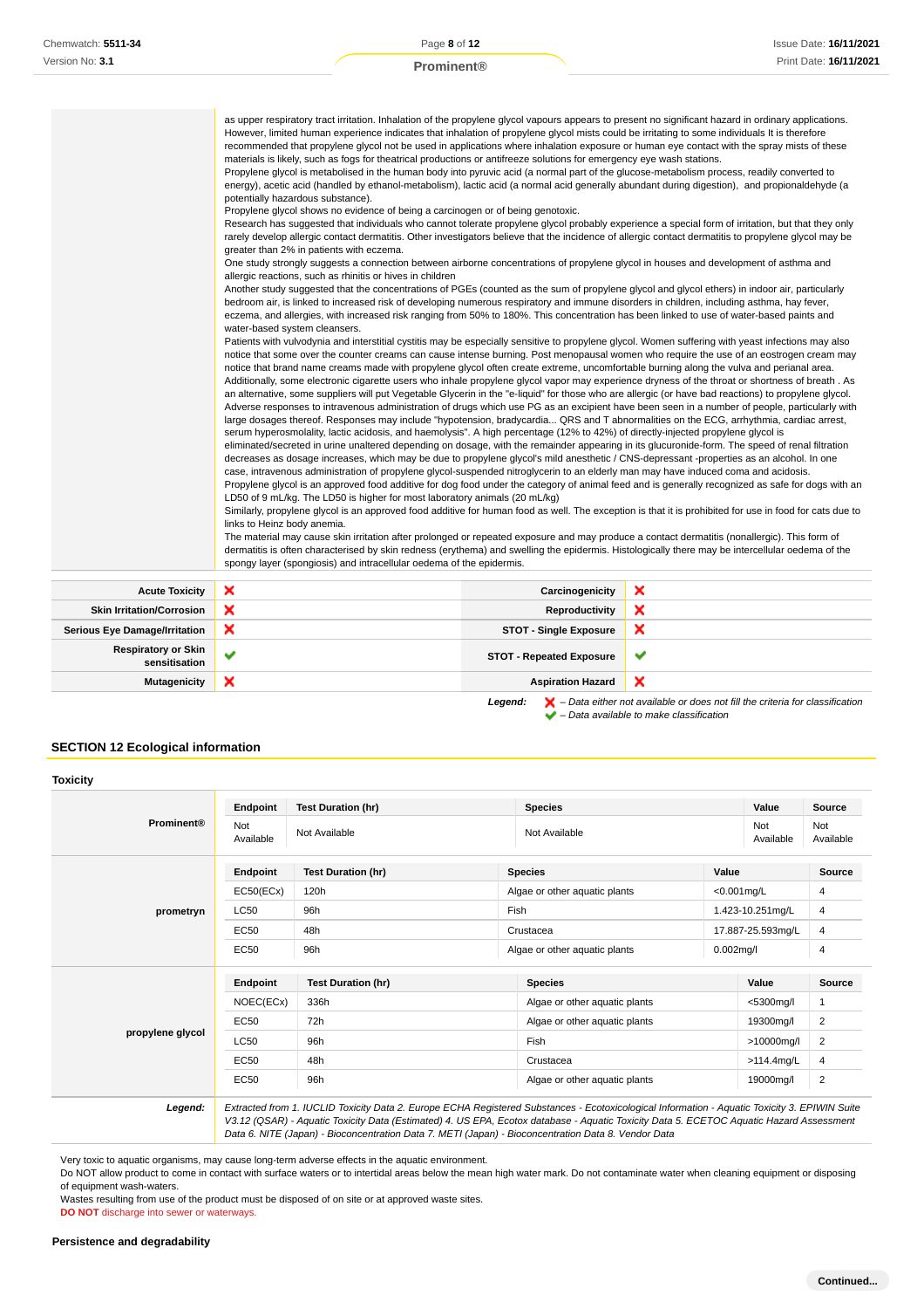| | |
|---|---|
| | as upper respiratory tract irritation. Inhalation of the propylene glycol vapours appears to present no significant hazard in ordinary applications. However, limited human experience indicates that inhalation of propylene glycol mists could be irritating to some individuals It is therefore recommended that propylene glycol not be used in applications where inhalation exposure or human eye contact with the spray mists of these materials is likely, such as fogs for theatrical productions or antifreeze solutions for emergency eye wash stations.<br>Propylene glycol is metabolised in the human body into pyruvic acid (a normal part of the glucose-metabolism process, readily converted to energy), acetic acid (handled by ethanol-metabolism), lactic acid (a normal acid generally abundant during digestion), and propionaldehyde (a potentially hazardous substance).<br>Propylene glycol shows no evidence of being a carcinogen or of being genotoxic.<br>Research has suggested that individuals who cannot tolerate propylene glycol probably experience a special form of irritation, but that they only rarely develop allergic contact dermatitis. Other investigators believe that the incidence of allergic contact dermatitis to propylene glycol may be greater than 2% in patients with eczema.<br>One study strongly suggests a connection between airborne concentrations of propylene glycol in houses and development of asthma and allergic reactions, such as rhinitis or hives in children<br>Another study suggested that the concentrations of PGEs (counted as the sum of propylene glycol and glycol ethers) in indoor air, particularly bedroom air, is linked to increased risk of developing numerous respiratory and immune disorders in children, including asthma, hay fever, eczema, and allergies, with increased risk ranging from 50% to 180%. This concentration has been linked to use of water-based paints and water-based system cleansers.<br>Patients with vulvodynia and interstitial cystitis may be especially sensitive to propylene glycol. Women suffering with yeast infections may also notice that some over the counter creams can cause intense burning. Post menopausal women who require the use of an eostrogen cream may notice that brand name creams made with propylene glycol often create extreme, uncomfortable burning along the vulva and perianal area. Additionally, some electronic cigarette users who inhale propylene glycol vapor may experience dryness of the throat or shortness of breath . As an alternative, some suppliers will put Vegetable Glycerin in the "e-liquid" for those who are allergic (or have bad reactions) to propylene glycol.<br>Adverse responses to intravenous administration of drugs which use PG as an excipient have been seen in a number of people, particularly with large dosages thereof. Responses may include "hypotension, bradycardia... QRS and T abnormalities on the ECG, arrhythmia, cardiac arrest, serum hyperosmolality, lactic acidosis, and haemolysis". A high percentage (12% to 42%) of directly-injected propylene glycol is eliminated/secreted in urine unaltered depending on dosage, with the remainder appearing in its glucuronide-form. The speed of renal filtration decreases as dosage increases, which may be due to propylene glycol's mild anesthetic / CNS-depressant -properties as an alcohol. In one case, intravenous administration of propylene glycol-suspended nitroglycerin to an elderly man may have induced coma and acidosis.<br>Propylene glycol is an approved food additive for dog food under the category of animal feed and is generally recognized as safe for dogs with an LD50 of 9 mL/kg. The LD50 is higher for most laboratory animals (20 mL/kg)<br>Similarly, propylene glycol is an approved food additive for human food as well. The exception is that it is prohibited for use in food for cats due to links to Heinz body anemia.<br>The material may cause skin irritation after prolonged or repeated exposure and may produce a contact dermatitis (nonallergic). This form of dermatitis is often characterised by skin redness (erythema) and swelling the epidermis. Histologically there may be intercellular oedema of the spongy layer (spongiosis) and intracellular oedema of the epidermis. |

| | | | |
|---|---|---|---|
| **Acute Toxicity** | ✘ | **Carcinogenicity** | ✘ |
| **Skin Irritation/Corrosion** | ✘ | **Reproductivity** | ✘ |
| **Serious Eye Damage/Irritation** | ✘ | **STOT - Single Exposure** | ✘ |
| **Respiratory or Skin sensitisation** | ✔ | **STOT - Repeated Exposure** | ✔ |
| **Mutagenicity** | ✘ | **Aspiration Hazard** | ✘ |

***Legend:*** ✘ *– Data either not available or does not fill the criteria for classification*
✔ *– Data available to make classification*

## SECTION 12 Ecological information

### Toxicity

**Prominent®**

| Endpoint | Test Duration (hr) | Species | Value | Source |
|---|---|---|---|---|
| Not Available | Not Available | Not Available | Not Available | Not Available |

**prometryn**

| Endpoint | Test Duration (hr) | Species | Value | Source |
|---|---|---|---|---|
| EC50(ECx) | 120h | Algae or other aquatic plants | <0.001mg/L | 4 |
| LC50 | 96h | Fish | 1.423-10.251mg/L | 4 |
| EC50 | 48h | Crustacea | 17.887-25.593mg/L | 4 |
| EC50 | 96h | Algae or other aquatic plants | 0.002mg/l | 4 |

**propylene glycol**

| Endpoint | Test Duration (hr) | Species | Value | Source |
|---|---|---|---|---|
| NOEC(ECx) | 336h | Algae or other aquatic plants | <5300mg/l | 1 |
| EC50 | 72h | Algae or other aquatic plants | 19300mg/l | 2 |
| LC50 | 96h | Fish | >10000mg/l | 2 |
| EC50 | 48h | Crustacea | >114.4mg/L | 4 |
| EC50 | 96h | Algae or other aquatic plants | 19000mg/l | 2 |

***Legend:*** *Extracted from 1. IUCLID Toxicity Data 2. Europe ECHA Registered Substances - Ecotoxicological Information - Aquatic Toxicity 3. EPIWIN Suite V3.12 (QSAR) - Aquatic Toxicity Data (Estimated) 4. US EPA, Ecotox database - Aquatic Toxicity Data 5. ECETOC Aquatic Hazard Assessment Data 6. NITE (Japan) - Bioconcentration Data 7. METI (Japan) - Bioconcentration Data 8. Vendor Data*

Very toxic to aquatic organisms, may cause long-term adverse effects in the aquatic environment.
Do NOT allow product to come in contact with surface waters or to intertidal areas below the mean high water mark. Do not contaminate water when cleaning equipment or disposing of equipment wash-waters.
Wastes resulting from use of the product must be disposed of on site or at approved waste sites.
**DO NOT** discharge into sewer or waterways.

### Persistence and degradability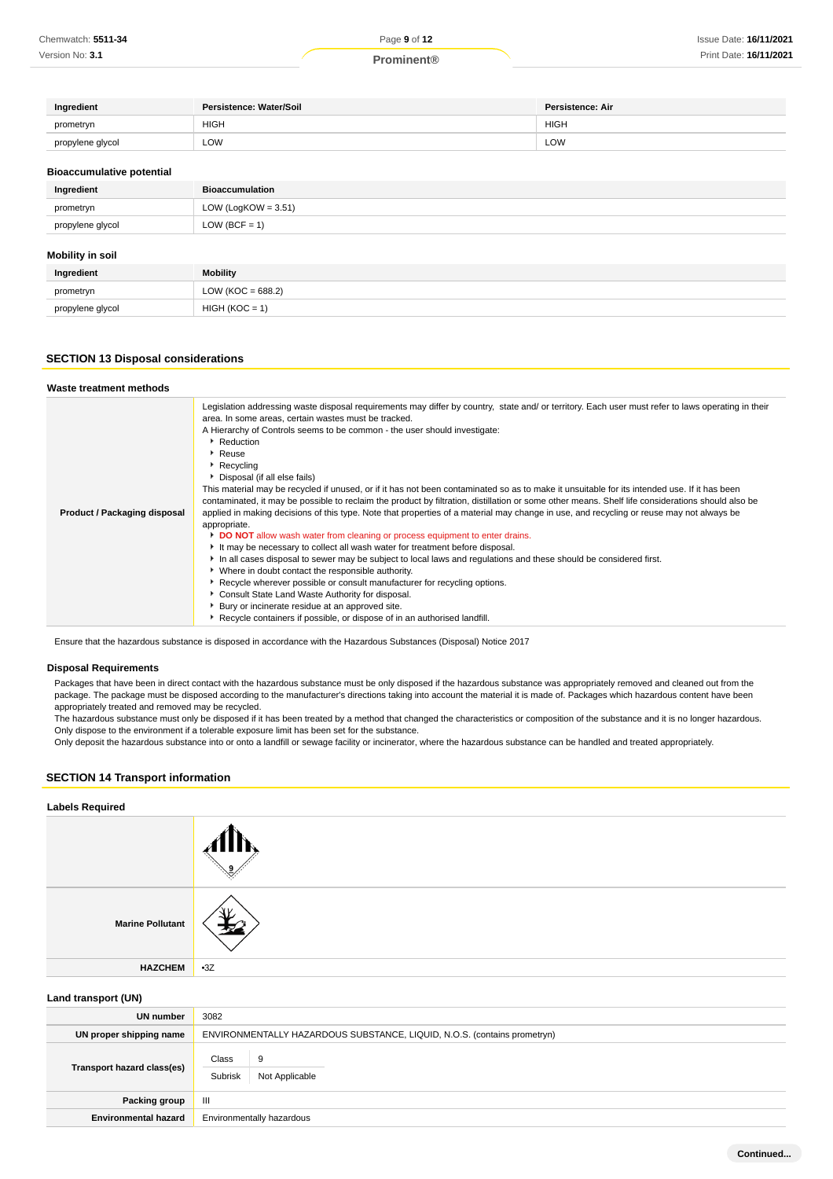| Ingredient | Persistence: Water/Soil | Persistence: Air |
| --- | --- | --- |
| prometryn | HIGH | HIGH |
| propylene glycol | LOW | LOW |

### Bioaccumulative potential

| Ingredient | Bioaccumulation |
| --- | --- |
| prometryn | LOW (LogKOW = 3.51) |
| propylene glycol | LOW (BCF = 1) |

### Mobility in soil

| Ingredient | Mobility |
| --- | --- |
| prometryn | LOW (KOC = 688.2) |
| propylene glycol | HIGH (KOC = 1) |

## SECTION 13 Disposal considerations

### Waste treatment methods

| | |
| --- | --- |
| **Product / Packaging disposal** | Legislation addressing waste disposal requirements may differ by country, state and/ or territory. Each user must refer to laws operating in their area. In some areas, certain wastes must be tracked.<br>A Hierarchy of Controls seems to be common - the user should investigate:<br>▸ Reduction<br>▸ Reuse<br>▸ Recycling<br>▸ Disposal (if all else fails)<br>This material may be recycled if unused, or if it has not been contaminated so as to make it unsuitable for its intended use. If it has been contaminated, it may be possible to reclaim the product by filtration, distillation or some other means. Shelf life considerations should also be applied in making decisions of this type. Note that properties of a material may change in use, and recycling or reuse may not always be appropriate.<br>▸ **DO NOT** allow wash water from cleaning or process equipment to enter drains.<br>▸ It may be necessary to collect all wash water for treatment before disposal.<br>▸ In all cases disposal to sewer may be subject to local laws and regulations and these should be considered first.<br>▸ Where in doubt contact the responsible authority.<br>▸ Recycle wherever possible or consult manufacturer for recycling options.<br>▸ Consult State Land Waste Authority for disposal.<br>▸ Bury or incinerate residue at an approved site.<br>▸ Recycle containers if possible, or dispose of in an authorised landfill. |

Ensure that the hazardous substance is disposed in accordance with the Hazardous Substances (Disposal) Notice 2017

### Disposal Requirements

Packages that have been in direct contact with the hazardous substance must be only disposed if the hazardous substance was appropriately removed and cleaned out from the package. The package must be disposed according to the manufacturer's directions taking into account the material it is made of. Packages which hazardous content have been appropriately treated and removed may be recycled.
The hazardous substance must only be disposed if it has been treated by a method that changed the characteristics or composition of the substance and it is no longer hazardous.
Only dispose to the environment if a tolerable exposure limit has been set for the substance.
Only deposit the hazardous substance into or onto a landfill or sewage facility or incinerator, where the hazardous substance can be handled and treated appropriately.

## SECTION 14 Transport information

### Labels Required

| | |
| --- | --- |
| | 9 |
| **Marine Pollutant** | |
| **HAZCHEM** | •3Z |

### Land transport (UN)

| | |
| --- | --- |
| **UN number** | 3082 |
| **UN proper shipping name** | ENVIRONMENTALLY HAZARDOUS SUBSTANCE, LIQUID, N.O.S. (contains prometryn) |
| **Transport hazard class(es)** | Class: 9<br>Subrisk: Not Applicable |
| **Packing group** | III |
| **Environmental hazard** | Environmentally hazardous |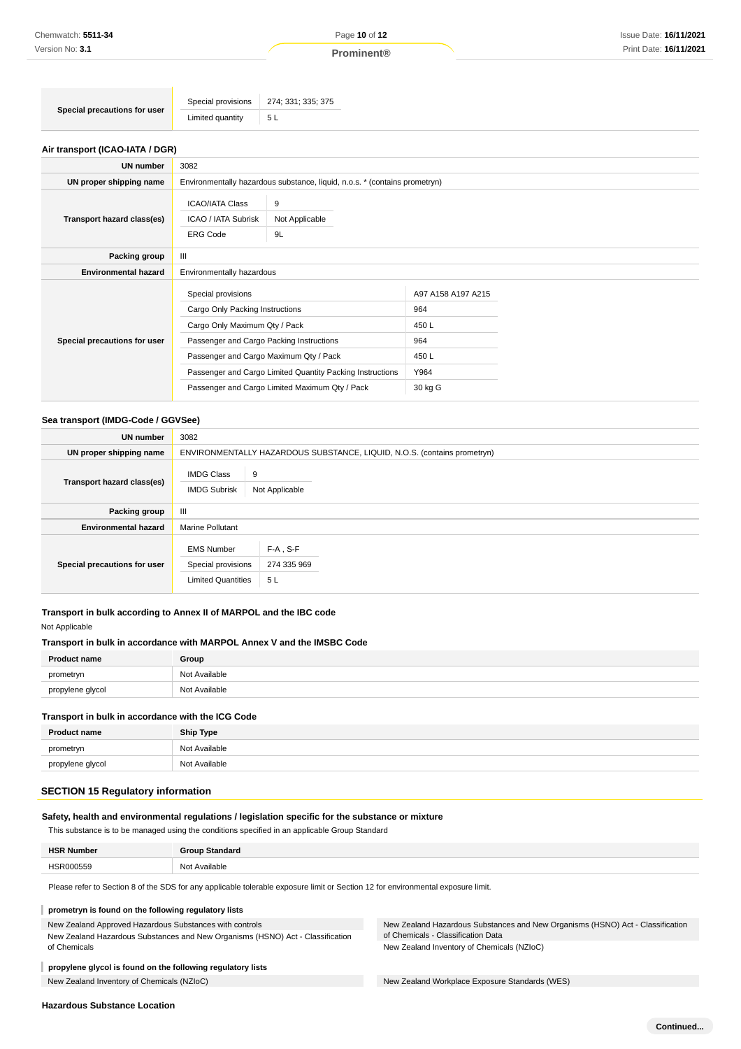| | | |
|---|---|---|
| **Special precautions for user** | Special provisions | 274; 331; 335; 375 |
| | Limited quantity | 5 L |

### Air transport (ICAO-IATA / DGR)

| | |
|---|---|
| **UN number** | 3082 |
| **UN proper shipping name** | Environmentally hazardous substance, liquid, n.o.s. * (contains prometryn) |
| **Transport hazard class(es)** | ICAO/IATA Class: 9<br>ICAO / IATA Subrisk: Not Applicable<br>ERG Code: 9L |
| **Packing group** | III |
| **Environmental hazard** | Environmentally hazardous |
| **Special precautions for user** | Special provisions: A97 A158 A197 A215<br>Cargo Only Packing Instructions: 964<br>Cargo Only Maximum Qty / Pack: 450 L<br>Passenger and Cargo Packing Instructions: 964<br>Passenger and Cargo Maximum Qty / Pack: 450 L<br>Passenger and Cargo Limited Quantity Packing Instructions: Y964<br>Passenger and Cargo Limited Maximum Qty / Pack: 30 kg G |

### Sea transport (IMDG-Code / GGVSee)

| | |
|---|---|
| **UN number** | 3082 |
| **UN proper shipping name** | ENVIRONMENTALLY HAZARDOUS SUBSTANCE, LIQUID, N.O.S. (contains prometryn) |
| **Transport hazard class(es)** | IMDG Class: 9<br>IMDG Subrisk: Not Applicable |
| **Packing group** | III |
| **Environmental hazard** | Marine Pollutant |
| **Special precautions for user** | EMS Number: F-A , S-F<br>Special provisions: 274 335 969<br>Limited Quantities: 5 L |

### Transport in bulk according to Annex II of MARPOL and the IBC code

Not Applicable

### Transport in bulk in accordance with MARPOL Annex V and the IMSBC Code

| Product name | Group |
|---|---|
| prometryn | Not Available |
| propylene glycol | Not Available |

### Transport in bulk in accordance with the ICG Code

| Product name | Ship Type |
|---|---|
| prometryn | Not Available |
| propylene glycol | Not Available |

## SECTION 15 Regulatory information

### Safety, health and environmental regulations / legislation specific for the substance or mixture

This substance is to be managed using the conditions specified in an applicable Group Standard

| HSR Number | Group Standard |
|---|---|
| HSR000559 | Not Available |

Please refer to Section 8 of the SDS for any applicable tolerable exposure limit or Section 12 for environmental exposure limit.

**prometryn is found on the following regulatory lists**

- New Zealand Approved Hazardous Substances with controls
- New Zealand Hazardous Substances and New Organisms (HSNO) Act - Classification of Chemicals
- New Zealand Hazardous Substances and New Organisms (HSNO) Act - Classification of Chemicals - Classification Data
- New Zealand Inventory of Chemicals (NZIoC)

**propylene glycol is found on the following regulatory lists**

- New Zealand Inventory of Chemicals (NZIoC)
- New Zealand Workplace Exposure Standards (WES)

### Hazardous Substance Location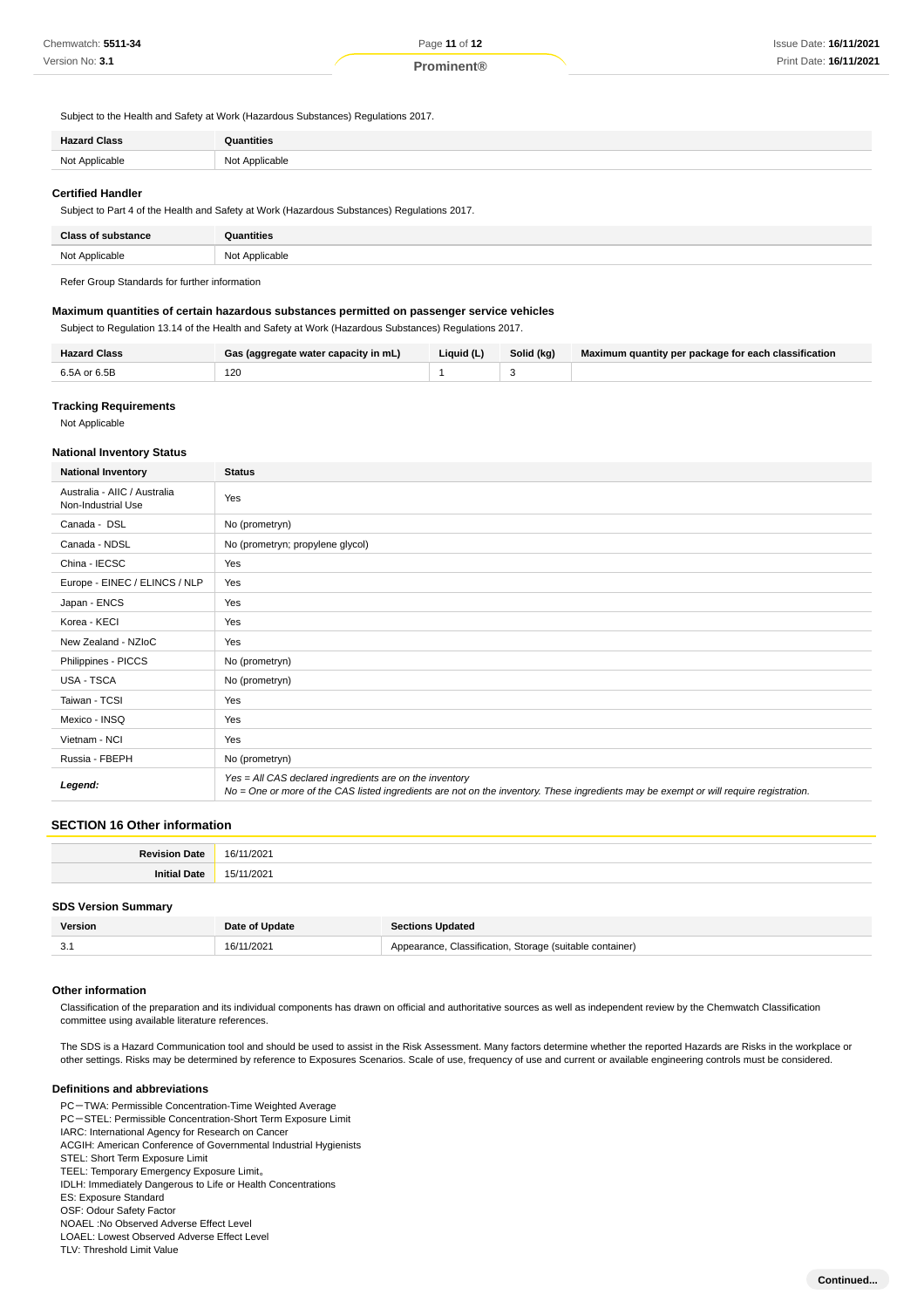Subject to the Health and Safety at Work (Hazardous Substances) Regulations 2017.

| Hazard Class | Quantities |
| --- | --- |
| Not Applicable | Not Applicable |

### Certified Handler

Subject to Part 4 of the Health and Safety at Work (Hazardous Substances) Regulations 2017.

| Class of substance | Quantities |
| --- | --- |
| Not Applicable | Not Applicable |

Refer Group Standards for further information

### Maximum quantities of certain hazardous substances permitted on passenger service vehicles

Subject to Regulation 13.14 of the Health and Safety at Work (Hazardous Substances) Regulations 2017.

| Hazard Class | Gas (aggregate water capacity in mL) | Liquid (L) | Solid (kg) | Maximum quantity per package for each classification |
| --- | --- | --- | --- | --- |
| 6.5A or 6.5B | 120 | 1 | 3 | |

### Tracking Requirements

Not Applicable

### National Inventory Status

| National Inventory | Status |
| --- | --- |
| Australia - AIIC / Australia Non-Industrial Use | Yes |
| Canada - DSL | No (prometryn) |
| Canada - NDSL | No (prometryn; propylene glycol) |
| China - IECSC | Yes |
| Europe - EINEC / ELINCS / NLP | Yes |
| Japan - ENCS | Yes |
| Korea - KECI | Yes |
| New Zealand - NZIoC | Yes |
| Philippines - PICCS | No (prometryn) |
| USA - TSCA | No (prometryn) |
| Taiwan - TCSI | Yes |
| Mexico - INSQ | Yes |
| Vietnam - NCI | Yes |
| Russia - FBEPH | No (prometryn) |
| ***Legend:*** | *Yes = All CAS declared ingredients are on the inventory*<br>*No = One or more of the CAS listed ingredients are not on the inventory. These ingredients may be exempt or will require registration.* |

## SECTION 16 Other information

| | |
| --- | --- |
| **Revision Date** | 16/11/2021 |
| **Initial Date** | 15/11/2021 |

### SDS Version Summary

| Version | Date of Update | Sections Updated |
| --- | --- | --- |
| 3.1 | 16/11/2021 | Appearance, Classification, Storage (suitable container) |

### Other information

Classification of the preparation and its individual components has drawn on official and authoritative sources as well as independent review by the Chemwatch Classification committee using available literature references.

The SDS is a Hazard Communication tool and should be used to assist in the Risk Assessment. Many factors determine whether the reported Hazards are Risks in the workplace or other settings. Risks may be determined by reference to Exposures Scenarios. Scale of use, frequency of use and current or available engineering controls must be considered.

### Definitions and abbreviations

PC－TWA: Permissible Concentration-Time Weighted Average
PC－STEL: Permissible Concentration-Short Term Exposure Limit
IARC: International Agency for Research on Cancer
ACGIH: American Conference of Governmental Industrial Hygienists
STEL: Short Term Exposure Limit
TEEL: Temporary Emergency Exposure Limit。
IDLH: Immediately Dangerous to Life or Health Concentrations
ES: Exposure Standard
OSF: Odour Safety Factor
NOAEL :No Observed Adverse Effect Level
LOAEL: Lowest Observed Adverse Effect Level
TLV: Threshold Limit Value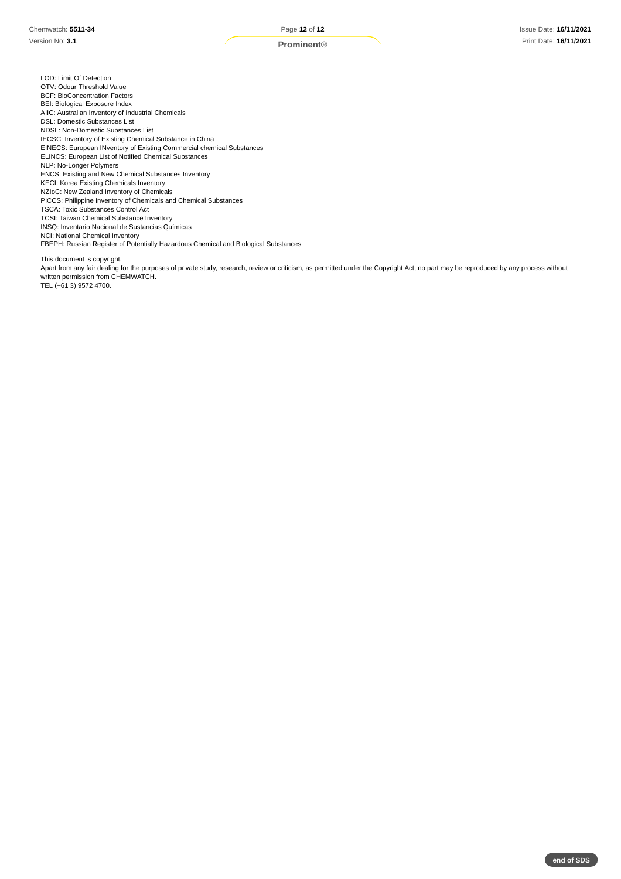LOD: Limit Of Detection
OTV: Odour Threshold Value
BCF: BioConcentration Factors
BEI: Biological Exposure Index
AIIC: Australian Inventory of Industrial Chemicals
DSL: Domestic Substances List
NDSL: Non-Domestic Substances List
IECSC: Inventory of Existing Chemical Substance in China
EINECS: European INventory of Existing Commercial chemical Substances
ELINCS: European List of Notified Chemical Substances
NLP: No-Longer Polymers
ENCS: Existing and New Chemical Substances Inventory
KECI: Korea Existing Chemicals Inventory
NZIoC: New Zealand Inventory of Chemicals
PICCS: Philippine Inventory of Chemicals and Chemical Substances
TSCA: Toxic Substances Control Act
TCSI: Taiwan Chemical Substance Inventory
INSQ: Inventario Nacional de Sustancias Químicas
NCI: National Chemical Inventory
FBEPH: Russian Register of Potentially Hazardous Chemical and Biological Substances

This document is copyright.
Apart from any fair dealing for the purposes of private study, research, review or criticism, as permitted under the Copyright Act, no part may be reproduced by any process without written permission from CHEMWATCH.
TEL (+61 3) 9572 4700.

end of SDS